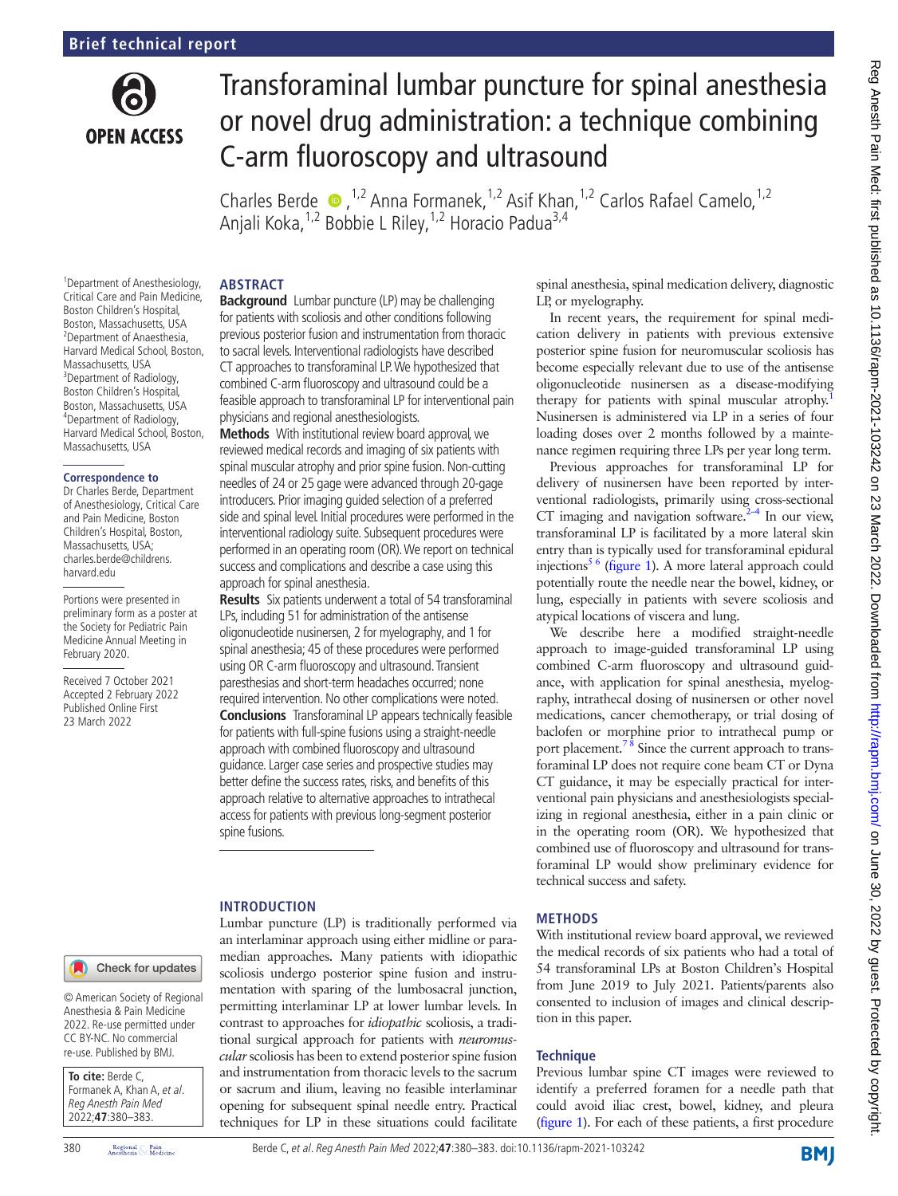Brief technical report

# Transforaminal lumbar puncture for spinal anesthesia or novel drug administration: a technique combining C-arm fluoroscopy and ultrasound

Charles Berde [1,2], Anna Formanek [1,2], Asif Khan [1,2], Carlos Rafael Camelo [1,2], Anjali Koka [1,2], Bobbie L Riley [1,2], Horacio Padua [3,4]

[1] Department of Anesthesiology, Critical Care and Pain Medicine, Boston Children's Hospital, Boston, Massachusetts, USA
[2] Department of Anaesthesia, Harvard Medical School, Boston, Massachusetts, USA
[3] Department of Radiology, Boston Children's Hospital, Boston, Massachusetts, USA
[4] Department of Radiology, Harvard Medical School, Boston, Massachusetts, USA

**Correspondence to**
Dr Charles Berde, Department of Anesthesiology, Critical Care and Pain Medicine, Boston Children's Hospital, Boston, Massachusetts, USA; charles.berde@childrens.harvard.edu

Portions were presented in preliminary form as a poster at the Society for Pediatric Pain Medicine Annual Meeting in February 2020.

Received 7 October 2021
Accepted 2 February 2022
Published Online First 23 March 2022

© American Society of Regional Anesthesia & Pain Medicine 2022. Re-use permitted under CC BY-NC. No commercial re-use. Published by BMJ.

**To cite:** Berde C, Formanek A, Khan A, *et al*. *Reg Anesth Pain Med* 2022;**47**:380–383.

## ABSTRACT

**Background** Lumbar puncture (LP) may be challenging for patients with scoliosis and other conditions following previous posterior fusion and instrumentation from thoracic to sacral levels. Interventional radiologists have described CT approaches to transforaminal LP. We hypothesized that combined C-arm fluoroscopy and ultrasound could be a feasible approach to transforaminal LP for interventional pain physicians and regional anesthesiologists.

**Methods** With institutional review board approval, we reviewed medical records and imaging of six patients with spinal muscular atrophy and prior spine fusion. Non-cutting needles of 24 or 25 gage were advanced through 20-gage introducers. Prior imaging guided selection of a preferred side and spinal level. Initial procedures were performed in the interventional radiology suite. Subsequent procedures were performed in an operating room (OR). We report on technical success and complications and describe a case using this approach for spinal anesthesia.

**Results** Six patients underwent a total of 54 transforaminal LPs, including 51 for administration of the antisense oligonucleotide nusinersen, 2 for myelography, and 1 for spinal anesthesia; 45 of these procedures were performed using OR C-arm fluoroscopy and ultrasound. Transient paresthesias and short-term headaches occurred; none required intervention. No other complications were noted.

**Conclusions** Transforaminal LP appears technically feasible for patients with full-spine fusions using a straight-needle approach with combined fluoroscopy and ultrasound guidance. Larger case series and prospective studies may better define the success rates, risks, and benefits of this approach relative to alternative approaches to intrathecal access for patients with previous long-segment posterior spine fusions.

## INTRODUCTION

Lumbar puncture (LP) is traditionally performed via an interlaminar approach using either midline or paramedian approaches. Many patients with idiopathic scoliosis undergo posterior spine fusion and instrumentation with sparing of the lumbosacral junction, permitting interlaminar LP at lower lumbar levels. In contrast to approaches for *idiopathic* scoliosis, a traditional surgical approach for patients with *neuromuscular* scoliosis has been to extend posterior spine fusion and instrumentation from thoracic levels to the sacrum or sacrum and ilium, leaving no feasible interlaminar opening for subsequent spinal needle entry. Practical techniques for LP in these situations could facilitate spinal anesthesia, spinal medication delivery, diagnostic LP, or myelography.

In recent years, the requirement for spinal medication delivery in patients with previous extensive posterior spine fusion for neuromuscular scoliosis has become especially relevant due to use of the antisense oligonucleotide nusinersen as a disease-modifying therapy for patients with spinal muscular atrophy.[1] Nusinersen is administered via LP in a series of four loading doses over 2 months followed by a maintenance regimen requiring three LPs per year long term.

Previous approaches for transforaminal LP for delivery of nusinersen have been reported by interventional radiologists, primarily using cross-sectional CT imaging and navigation software.[2–4] In our view, transforaminal LP is facilitated by a more lateral skin entry than is typically used for transforaminal epidural injections[5 6] (figure 1). A more lateral approach could potentially route the needle near the bowel, kidney, or lung, especially in patients with severe scoliosis and atypical locations of viscera and lung.

We describe here a modified straight-needle approach to image-guided transforaminal LP using combined C-arm fluoroscopy and ultrasound guidance, with application for spinal anesthesia, myelography, intrathecal dosing of nusinersen or other novel medications, cancer chemotherapy, or trial dosing of baclofen or morphine prior to intrathecal pump or port placement.[7 8] Since the current approach to transforaminal LP does not require cone beam CT or Dyna CT guidance, it may be especially practical for interventional pain physicians and anesthesiologists specializing in regional anesthesia, either in a pain clinic or in the operating room (OR). We hypothesized that combined use of fluoroscopy and ultrasound for transforaminal LP would show preliminary evidence for technical success and safety.

## METHODS

With institutional review board approval, we reviewed the medical records of six patients who had a total of 54 transforaminal LPs at Boston Children's Hospital from June 2019 to July 2021. Patients/parents also consented to inclusion of images and clinical description in this paper.

### Technique

Previous lumbar spine CT images were reviewed to identify a preferred foramen for a needle path that could avoid iliac crest, bowel, kidney, and pleura (figure 1). For each of these patients, a first procedure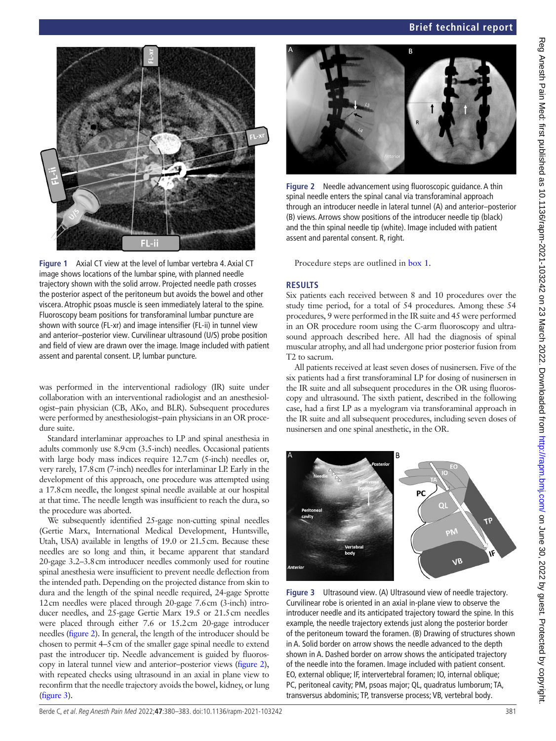Figure 1 Axial CT view at the level of lumbar vertebra 4. Axial CT image shows locations of the lumbar spine, with planned needle trajectory shown with the solid arrow. Projected needle path crosses the posterior aspect of the peritoneum but avoids the bowel and other viscera. Atrophic psoas muscle is seen immediately lateral to the spine. Fluoroscopy beam positions for transforaminal lumbar puncture are shown with source (FL-xr) and image intensifier (FL-ii) in tunnel view and anterior–posterior view. Curvilinear ultrasound (U/S) probe position and field of view are drawn over the image. Image included with patient assent and parental consent. LP, lumbar puncture.

was performed in the interventional radiology (IR) suite under collaboration with an interventional radiologist and an anesthesiologist–pain physician (CB, AKo, and BLR). Subsequent procedures were performed by anesthesiologist–pain physicians in an OR procedure suite.

Standard interlaminar approaches to LP and spinal anesthesia in adults commonly use 8.9 cm (3.5-inch) needles. Occasional patients with large body mass indices require 12.7 cm (5-inch) needles or, very rarely, 17.8 cm (7-inch) needles for interlaminar LP. Early in the development of this approach, one procedure was attempted using a 17.8 cm needle, the longest spinal needle available at our hospital at that time. The needle length was insufficient to reach the dura, so the procedure was aborted.

We subsequently identified 25-gage non-cutting spinal needles (Gertie Marx, International Medical Development, Huntsville, Utah, USA) available in lengths of 19.0 or 21.5 cm. Because these needles are so long and thin, it became apparent that standard 20-gage 3.2–3.8 cm introducer needles commonly used for routine spinal anesthesia were insufficient to prevent needle deflection from the intended path. Depending on the projected distance from skin to dura and the length of the spinal needle required, 24-gage Sprotte 12 cm needles were placed through 20-gage 7.6 cm (3-inch) introducer needles, and 25-gage Gertie Marx 19.5 or 21.5 cm needles were placed through either 7.6 or 15.2 cm 20-gage introducer needles (figure 2). In general, the length of the introducer should be chosen to permit 4–5 cm of the smaller gage spinal needle to extend past the introducer tip. Needle advancement is guided by fluoroscopy in lateral tunnel view and anterior–posterior views (figure 2), with repeated checks using ultrasound in an axial in plane view to reconfirm that the needle trajectory avoids the bowel, kidney, or lung (figure 3).

Figure 2 Needle advancement using fluoroscopic guidance. A thin spinal needle enters the spinal canal via transforaminal approach through an introducer needle in lateral tunnel (A) and anterior–posterior (B) views. Arrows show positions of the introducer needle tip (black) and the thin spinal needle tip (white). Image included with patient assent and parental consent. R, right.

Procedure steps are outlined in box 1.

## RESULTS

Six patients each received between 8 and 10 procedures over the study time period, for a total of 54 procedures. Among these 54 procedures, 9 were performed in the IR suite and 45 were performed in an OR procedure room using the C-arm fluoroscopy and ultrasound approach described here. All had the diagnosis of spinal muscular atrophy, and all had undergone prior posterior fusion from T2 to sacrum.

All patients received at least seven doses of nusinersen. Five of the six patients had a first transforaminal LP for dosing of nusinersen in the IR suite and all subsequent procedures in the OR using fluoroscopy and ultrasound. The sixth patient, described in the following case, had a first LP as a myelogram via transforaminal approach in the IR suite and all subsequent procedures, including seven doses of nusinersen and one spinal anesthetic, in the OR.

Figure 3 Ultrasound view. (A) Ultrasound view of needle trajectory. Curvilinear robe is oriented in an axial in-plane view to observe the introducer needle and its anticipated trajectory toward the spine. In this example, the needle trajectory extends just along the posterior border of the peritoneum toward the foramen. (B) Drawing of structures shown in A. Solid border on arrow shows the needle advanced to the depth shown in A. Dashed border on arrow shows the anticipated trajectory of the needle into the foramen. Image included with patient consent. EO, external oblique; IF, intervertebral foramen; IO, internal oblique; PC, peritoneal cavity; PM, psoas major; QL, quadratus lumborum; TA, transversus abdominis; TP, transverse process; VB, vertebral body.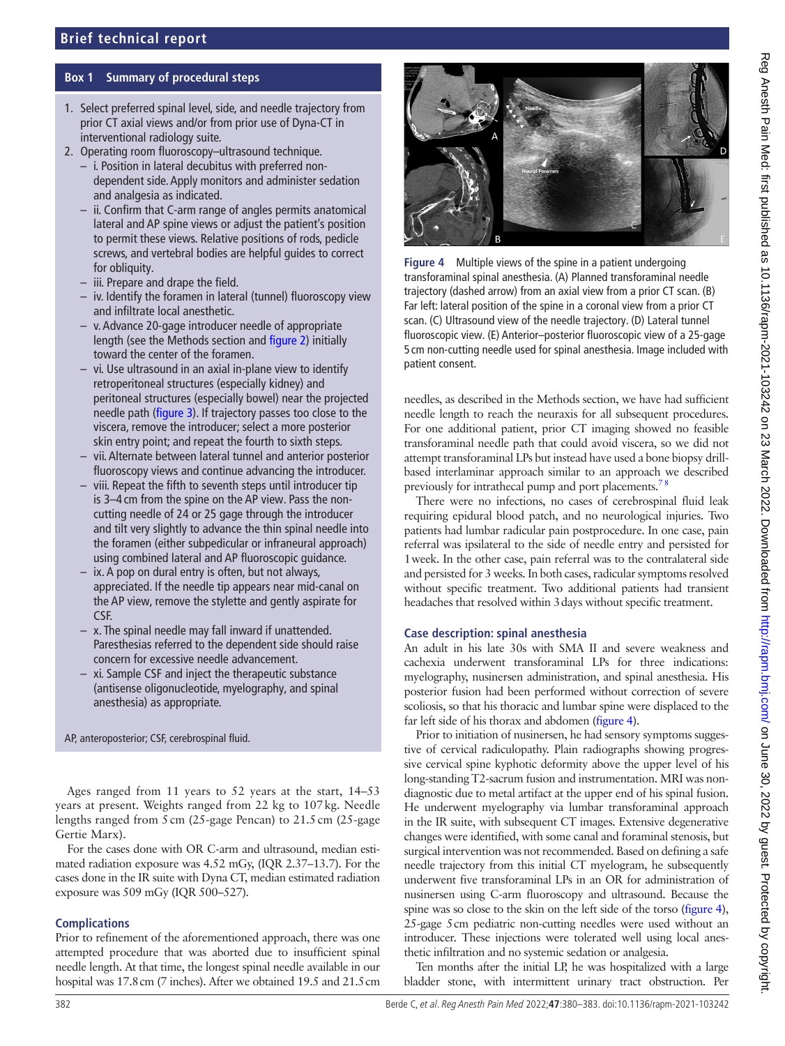## Box 1 Summary of procedural steps

1. Select preferred spinal level, side, and needle trajectory from prior CT axial views and/or from prior use of Dyna-CT in interventional radiology suite.
2. Operating room fluoroscopy–ultrasound technique.
   - i. Position in lateral decubitus with preferred non-dependent side. Apply monitors and administer sedation and analgesia as indicated.
   - ii. Confirm that C-arm range of angles permits anatomical lateral and AP spine views or adjust the patient's position to permit these views. Relative positions of rods, pedicle screws, and vertebral bodies are helpful guides to correct for obliquity.
   - iii. Prepare and drape the field.
   - iv. Identify the foramen in lateral (tunnel) fluoroscopy view and infiltrate local anesthetic.
   - v. Advance 20-gage introducer needle of appropriate length (see the Methods section and figure 2) initially toward the center of the foramen.
   - vi. Use ultrasound in an axial in-plane view to identify retroperitoneal structures (especially kidney) and peritoneal structures (especially bowel) near the projected needle path (figure 3). If trajectory passes too close to the viscera, remove the introducer; select a more posterior skin entry point; and repeat the fourth to sixth steps.
   - vii. Alternate between lateral tunnel and anterior posterior fluoroscopy views and continue advancing the introducer.
   - viii. Repeat the fifth to seventh steps until introducer tip is 3–4 cm from the spine on the AP view. Pass the non-cutting needle of 24 or 25 gage through the introducer and tilt very slightly to advance the thin spinal needle into the foramen (either subpedicular or infraneural approach) using combined lateral and AP fluoroscopic guidance.
   - ix. A pop on dural entry is often, but not always, appreciated. If the needle tip appears near mid-canal on the AP view, remove the stylette and gently aspirate for CSF.
   - x. The spinal needle may fall inward if unattended. Paresthesias referred to the dependent side should raise concern for excessive needle advancement.
   - xi. Sample CSF and inject the therapeutic substance (antisense oligonucleotide, myelography, and spinal anesthesia) as appropriate.

AP, anteroposterior; CSF, cerebrospinal fluid.

Ages ranged from 11 years to 52 years at the start, 14–53 years at present. Weights ranged from 22 kg to 107 kg. Needle lengths ranged from 5 cm (25-gage Pencan) to 21.5 cm (25-gage Gertie Marx).

For the cases done with OR C-arm and ultrasound, median estimated radiation exposure was 4.52 mGy, (IQR 2.37–13.7). For the cases done in the IR suite with Dyna CT, median estimated radiation exposure was 509 mGy (IQR 500–527).

### Complications

Prior to refinement of the aforementioned approach, there was one attempted procedure that was aborted due to insufficient spinal needle length. At that time, the longest spinal needle available in our hospital was 17.8 cm (7 inches). After we obtained 19.5 and 21.5 cm needles, as described in the Methods section, we have had sufficient needle length to reach the neuraxis for all subsequent procedures. For one additional patient, prior CT imaging showed no feasible transforaminal needle path that could avoid viscera, so we did not attempt transforaminal LPs but instead have used a bone biopsy drill-based interlaminar approach similar to an approach we described previously for intrathecal pump and port placements.[7,8]

There were no infections, no cases of cerebrospinal fluid leak requiring epidural blood patch, and no neurological injuries. Two patients had lumbar radicular pain postprocedure. In one case, pain referral was ipsilateral to the side of needle entry and persisted for 1 week. In the other case, pain referral was to the contralateral side and persisted for 3 weeks. In both cases, radicular symptoms resolved without specific treatment. Two additional patients had transient headaches that resolved within 3 days without specific treatment.

Figure 4 Multiple views of the spine in a patient undergoing transforaminal spinal anesthesia. (A) Planned transforaminal needle trajectory (dashed arrow) from an axial view from a prior CT scan. (B) Far left: lateral position of the spine in a coronal view from a prior CT scan. (C) Ultrasound view of the needle trajectory. (D) Lateral tunnel fluoroscopic view. (E) Anterior–posterior fluoroscopic view of a 25-gage 5 cm non-cutting needle used for spinal anesthesia. Image included with patient consent.

### Case description: spinal anesthesia

An adult in his late 30s with SMA II and severe weakness and cachexia underwent transforaminal LPs for three indications: myelography, nusinersen administration, and spinal anesthesia. His posterior fusion had been performed without correction of severe scoliosis, so that his thoracic and lumbar spine were displaced to the far left side of his thorax and abdomen (figure 4).

Prior to initiation of nusinersen, he had sensory symptoms suggestive of cervical radiculopathy. Plain radiographs showing progressive cervical spine kyphotic deformity above the upper level of his long-standing T2-sacrum fusion and instrumentation. MRI was non-diagnostic due to metal artifact at the upper end of his spinal fusion. He underwent myelography via lumbar transforaminal approach in the IR suite, with subsequent CT images. Extensive degenerative changes were identified, with some canal and foraminal stenosis, but surgical intervention was not recommended. Based on defining a safe needle trajectory from this initial CT myelogram, he subsequently underwent five transforaminal LPs in an OR for administration of nusinersen using C-arm fluoroscopy and ultrasound. Because the spine was so close to the skin on the left side of the torso (figure 4), 25-gage 5 cm pediatric non-cutting needles were used without an introducer. These injections were tolerated well using local anesthetic infiltration and no systemic sedation or analgesia.

Ten months after the initial LP, he was hospitalized with a large bladder stone, with intermittent urinary tract obstruction. Per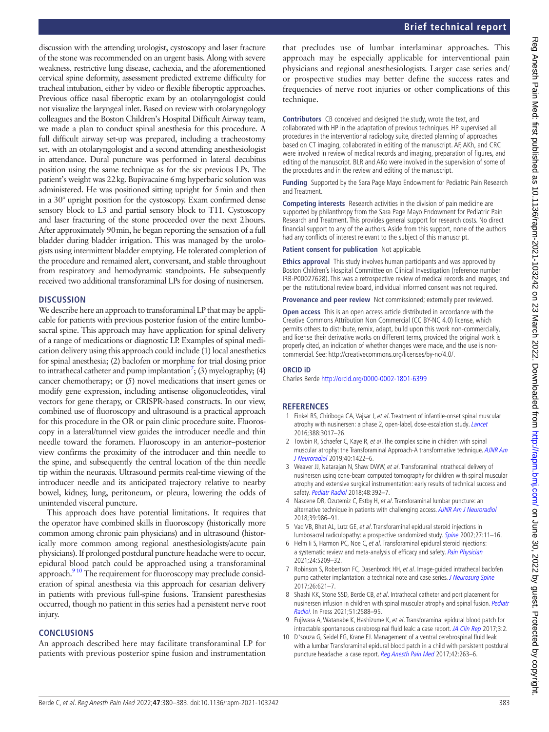discussion with the attending urologist, cystoscopy and laser fracture of the stone was recommended on an urgent basis. Along with severe weakness, restrictive lung disease, cachexia, and the aforementioned cervical spine deformity, assessment predicted extreme difficulty for tracheal intubation, either by video or flexible fiberoptic approaches. Previous office nasal fiberoptic exam by an otolaryngologist could not visualize the laryngeal inlet. Based on review with otolaryngology colleagues and the Boston Children's Hospital Difficult Airway team, we made a plan to conduct spinal anesthesia for this procedure. A full difficult airway set-up was prepared, including a tracheostomy set, with an otolaryngologist and a second attending anesthesiologist in attendance. Dural puncture was performed in lateral decubitus position using the same technique as for the six previous LPs. The patient's weight was 22 kg. Bupivacaine 6 mg hyperbaric solution was administered. He was positioned sitting upright for 5 min and then in a 30° upright position for the cystoscopy. Exam confirmed dense sensory block to L3 and partial sensory block to T11. Cystoscopy and laser fracturing of the stone proceeded over the next 2 hours. After approximately 90 min, he began reporting the sensation of a full bladder during bladder irrigation. This was managed by the urologists using intermittent bladder emptying. He tolerated completion of the procedure and remained alert, conversant, and stable throughout from respiratory and hemodynamic standpoints. He subsequently received two additional transforaminal LPs for dosing of nusinersen.

## DISCUSSION

We describe here an approach to transforaminal LP that may be applicable for patients with previous posterior fusion of the entire lumbosacral spine. This approach may have application for spinal delivery of a range of medications or diagnostic LP. Examples of spinal medication delivery using this approach could include (1) local anesthetics for spinal anesthesia; (2) baclofen or morphine for trial dosing prior to intrathecal catheter and pump implantation[7]; (3) myelography; (4) cancer chemotherapy; or (5) novel medications that insert genes or modify gene expression, including antisense oligonucleotides, viral vectors for gene therapy, or CRISPR-based constructs. In our view, combined use of fluoroscopy and ultrasound is a practical approach for this procedure in the OR or pain clinic procedure suite. Fluoroscopy in a lateral/tunnel view guides the introducer needle and thin needle toward the foramen. Fluoroscopy in an anterior–posterior view confirms the proximity of the introducer and thin needle to the spine, and subsequently the central location of the thin needle tip within the neuraxis. Ultrasound permits real-time viewing of the introducer needle and its anticipated trajectory relative to nearby bowel, kidney, lung, peritoneum, or pleura, lowering the odds of unintended visceral puncture.

This approach does have potential limitations. It requires that the operator have combined skills in fluoroscopy (historically more common among chronic pain physicians) and in ultrasound (historically more common among regional anesthesiologists/acute pain physicians). If prolonged postdural puncture headache were to occur, epidural blood patch could be approached using a transforaminal approach.[9,10] The requirement for fluoroscopy may preclude consideration of spinal anesthesia via this approach for cesarian delivery in patients with previous full-spine fusions. Transient paresthesias occurred, though no patient in this series had a persistent nerve root injury.

## CONCLUSIONS

An approach described here may facilitate transforaminal LP for patients with previous posterior spine fusion and instrumentation that precludes use of lumbar interlaminar approaches. This approach may be especially applicable for interventional pain physicians and regional anesthesiologists. Larger case series and/or prospective studies may better define the success rates and frequencies of nerve root injuries or other complications of this technique.

**Contributors** CB conceived and designed the study, wrote the text, and collaborated with HP in the adaptation of previous techniques. HP supervised all procedures in the interventional radiology suite, directed planning of approaches based on CT imaging, collaborated in editing of the manuscript. AF, AKh, and CRC were involved in review of medical records and imaging, preparation of figures, and editing of the manuscript. BLR and AKo were involved in the supervision of some of the procedures and in the review and editing of the manuscript.

**Funding** Supported by the Sara Page Mayo Endowment for Pediatric Pain Research and Treatment.

**Competing interests** Research activities in the division of pain medicine are supported by philanthropy from the Sara Page Mayo Endowment for Pediatric Pain Research and Treatment. This provides general support for research costs. No direct financial support to any of the authors. Aside from this support, none of the authors had any conflicts of interest relevant to the subject of this manuscript.

**Patient consent for publication** Not applicable.

**Ethics approval** This study involves human participants and was approved by Boston Children's Hospital Committee on Clinical Investigation (reference number IRB-P00027628). This was a retrospective review of medical records and images, and per the institutional review board, individual informed consent was not required.

**Provenance and peer review** Not commissioned; externally peer reviewed.

**Open access** This is an open access article distributed in accordance with the Creative Commons Attribution Non Commercial (CC BY-NC 4.0) license, which permits others to distribute, remix, adapt, build upon this work non-commercially, and license their derivative works on different terms, provided the original work is properly cited, an indication of whether changes were made, and the use is non-commercial. See: http://creativecommons.org/licenses/by-nc/4.0/.

### ORCID iD

Charles Berde http://orcid.org/0000-0002-1801-6399

## REFERENCES

1. Finkel RS, Chiriboga CA, Vajsar J, *et al*. Treatment of infantile-onset spinal muscular atrophy with nusinersen: a phase 2, open-label, dose-escalation study. *Lancet* 2016;388:3017–26.
2. Towbin R, Schaefer C, Kaye R, *et al*. The complex spine in children with spinal muscular atrophy: the Transforaminal Approach-A transformative technique. *AJNR Am J Neuroradiol* 2019;40:1422–6.
3. Weaver JJ, Natarajan N, Shaw DWW, *et al*. Transforaminal intrathecal delivery of nusinersen using cone-beam computed tomography for children with spinal muscular atrophy and extensive surgical instrumentation: early results of technical success and safety. *Pediatr Radiol* 2018;48:392–7.
4. Nascene DR, Ozutemiz C, Estby H, *et al*. Transforaminal lumbar puncture: an alternative technique in patients with challenging access. *AJNR Am J Neuroradiol* 2018;39:986–91.
5. Vad VB, Bhat AL, Lutz GE, *et al*. Transforaminal epidural steroid injections in lumbosacral radiculopathy: a prospective randomized study. *Spine* 2002;27:11–16.
6. Helm Ii S, Harmon PC, Noe C, *et al*. Transforaminal epidural steroid injections: a systematic review and meta-analysis of efficacy and safety. *Pain Physician* 2021;24:S209–32.
7. Robinson S, Robertson FC, Dasenbrock HH, *et al*. Image-guided intrathecal baclofen pump catheter implantation: a technical note and case series. *J Neurosurg Spine* 2017;26:621–7.
8. Shashi KK, Stone SSD, Berde CB, *et al*. Intrathecal catheter and port placement for nusinersen infusion in children with spinal muscular atrophy and spinal fusion. *Pediatr Radiol*. In Press 2021;51:2588–95.
9. Fujiwara A, Watanabe K, Hashizume K, *et al*. Transforaminal epidural blood patch for intractable spontaneous cerebrospinal fluid leak: a case report. *JA Clin Rep* 2017;3:2.
10. D'souza G, Seidel FG, Krane EJ. Management of a ventral cerebrospinal fluid leak with a lumbar Transforaminal epidural blood patch in a child with persistent postdural puncture headache: a case report. *Reg Anesth Pain Med* 2017;42:263–6.